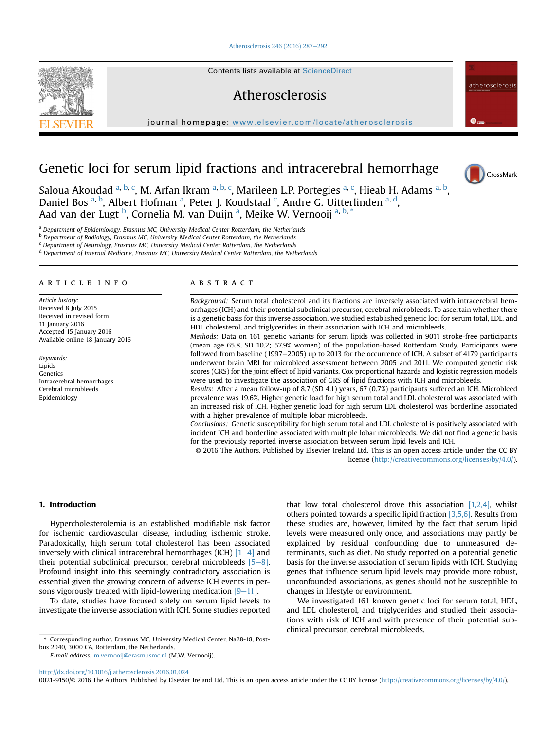# Genetic loci for serum lipid fractions and intracerebral hemorrhage

Saloua Akoudad [a, b, c], M. Arfan Ikram [a, b, c], Marileen L.P. Portegies [a, c], Hieab H. Adams [a, b], Daniel Bos [a, b], Albert Hofman [a], Peter J. Koudstaal [c], Andre G. Uitterlinden [a, d], Aad van der Lugt [b], Cornelia M. van Duijn [a], Meike W. Vernooij [a, b, *]

[a] Department of Epidemiology, Erasmus MC, University Medical Center Rotterdam, the Netherlands
[b] Department of Radiology, Erasmus MC, University Medical Center Rotterdam, the Netherlands
[c] Department of Neurology, Erasmus MC, University Medical Center Rotterdam, the Netherlands
[d] Department of Internal Medicine, Erasmus MC, University Medical Center Rotterdam, the Netherlands

## ARTICLE INFO

*Article history:*
Received 8 July 2015
Received in revised form
11 January 2016
Accepted 15 January 2016
Available online 18 January 2016

*Keywords:*
Lipids
Genetics
Intracerebral hemorrhages
Cerebral microbleeds
Epidemiology

## ABSTRACT

*Background:* Serum total cholesterol and its fractions are inversely associated with intracerebral hemorrhages (ICH) and their potential subclinical precursor, cerebral microbleeds. To ascertain whether there is a genetic basis for this inverse association, we studied established genetic loci for serum total, LDL, and HDL cholesterol, and triglycerides in their association with ICH and microbleeds.

*Methods:* Data on 161 genetic variants for serum lipids was collected in 9011 stroke-free participants (mean age 65.8, SD 10.2; 57.9% women) of the population-based Rotterdam Study. Participants were followed from baseline (1997–2005) up to 2013 for the occurrence of ICH. A subset of 4179 participants underwent brain MRI for microbleed assessment between 2005 and 2011. We computed genetic risk scores (GRS) for the joint effect of lipid variants. Cox proportional hazards and logistic regression models were used to investigate the association of GRS of lipid fractions with ICH and microbleeds.

*Results:* After a mean follow-up of 8.7 (SD 4.1) years, 67 (0.7%) participants suffered an ICH. Microbleed prevalence was 19.6%. Higher genetic load for high serum total and LDL cholesterol was associated with an increased risk of ICH. Higher genetic load for high serum LDL cholesterol was borderline associated with a higher prevalence of multiple lobar microbleeds.

*Conclusions:* Genetic susceptibility for high serum total and LDL cholesterol is positively associated with incident ICH and borderline associated with multiple lobar microbleeds. We did not find a genetic basis for the previously reported inverse association between serum lipid levels and ICH.

© 2016 The Authors. Published by Elsevier Ireland Ltd. This is an open access article under the CC BY license (http://creativecommons.org/licenses/by/4.0/).

## 1. Introduction

Hypercholesterolemia is an established modifiable risk factor for ischemic cardiovascular disease, including ischemic stroke. Paradoxically, high serum total cholesterol has been associated inversely with clinical intracerebral hemorrhages (ICH) [1–4] and their potential subclinical precursor, cerebral microbleeds [5–8]. Profound insight into this seemingly contradictory association is essential given the growing concern of adverse ICH events in persons vigorously treated with lipid-lowering medication [9–11].

To date, studies have focused solely on serum lipid levels to investigate the inverse association with ICH. Some studies reported that low total cholesterol drove this association [1,2,4], whilst others pointed towards a specific lipid fraction [3,5,6]. Results from these studies are, however, limited by the fact that serum lipid levels were measured only once, and associations may partly be explained by residual confounding due to unmeasured determinants, such as diet. No study reported on a potential genetic basis for the inverse association of serum lipids with ICH. Studying genes that influence serum lipid levels may provide more robust, unconfounded associations, as genes should not be susceptible to changes in lifestyle or environment.

We investigated 161 known genetic loci for serum total, HDL, and LDL cholesterol, and triglycerides and studied their associations with risk of ICH and with presence of their potential subclinical precursor, cerebral microbleeds.

\* Corresponding author. Erasmus MC, University Medical Center, Na28-18, Postbus 2040, 3000 CA, Rotterdam, the Netherlands.
*E-mail address:* m.vernooij@erasmusmc.nl (M.W. Vernooij).

http://dx.doi.org/10.1016/j.atherosclerosis.2016.01.024
0021-9150/© 2016 The Authors. Published by Elsevier Ireland Ltd. This is an open access article under the CC BY license (http://creativecommons.org/licenses/by/4.0/).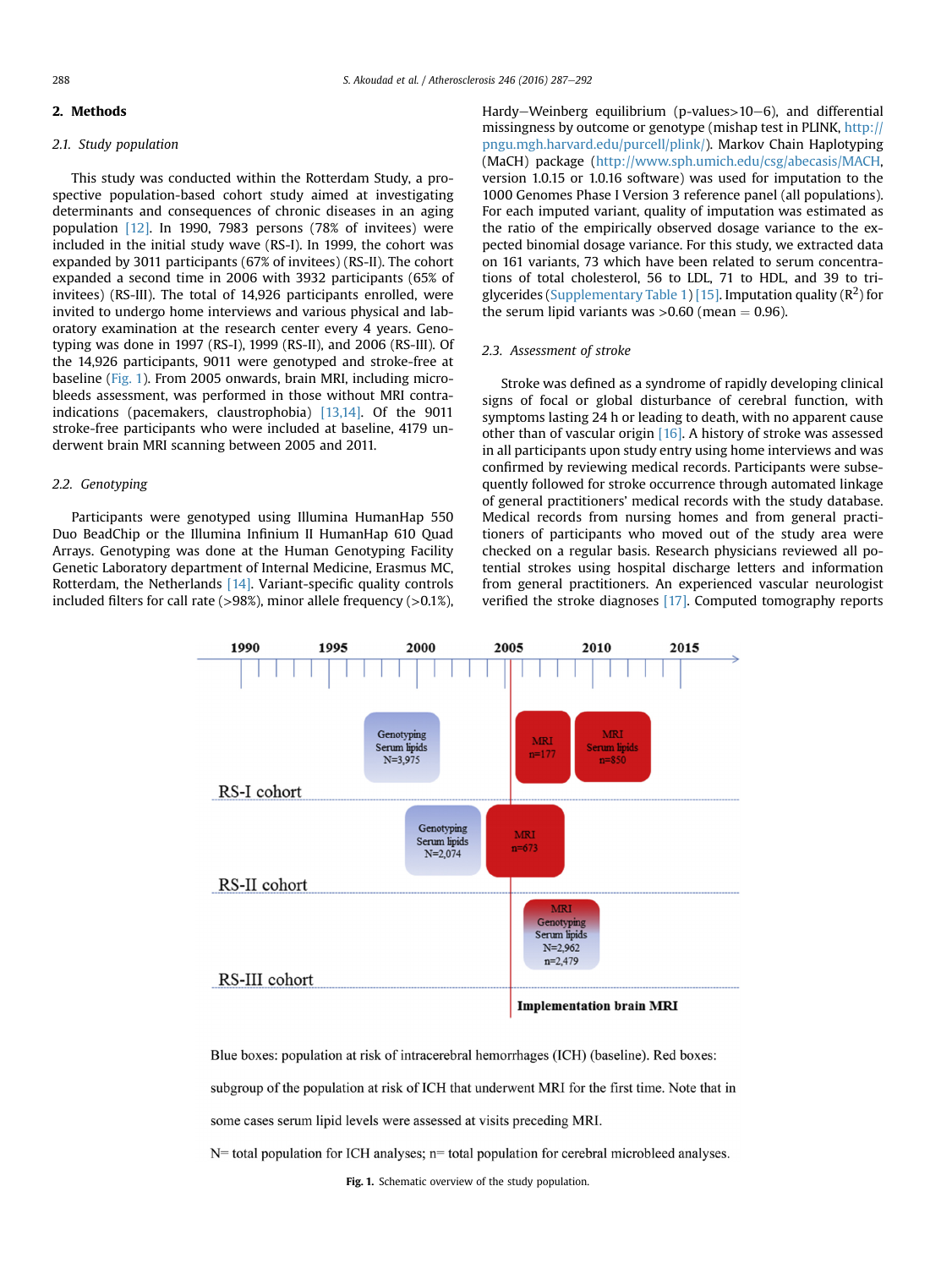## 2. Methods

### 2.1. Study population

This study was conducted within the Rotterdam Study, a prospective population-based cohort study aimed at investigating determinants and consequences of chronic diseases in an aging population [12]. In 1990, 7983 persons (78% of invitees) were included in the initial study wave (RS-I). In 1999, the cohort was expanded by 3011 participants (67% of invitees) (RS-II). The cohort expanded a second time in 2006 with 3932 participants (65% of invitees) (RS-III). The total of 14,926 participants enrolled, were invited to undergo home interviews and various physical and laboratory examination at the research center every 4 years. Genotyping was done in 1997 (RS-I), 1999 (RS-II), and 2006 (RS-III). Of the 14,926 participants, 9011 were genotyped and stroke-free at baseline (Fig. 1). From 2005 onwards, brain MRI, including microbleeds assessment, was performed in those without MRI contraindications (pacemakers, claustrophobia) [13,14]. Of the 9011 stroke-free participants who were included at baseline, 4179 underwent brain MRI scanning between 2005 and 2011.

### 2.2. Genotyping

Participants were genotyped using Illumina HumanHap 550 Duo BeadChip or the Illumina Infinium II HumanHap 610 Quad Arrays. Genotyping was done at the Human Genotyping Facility Genetic Laboratory department of Internal Medicine, Erasmus MC, Rotterdam, the Netherlands [14]. Variant-specific quality controls included filters for call rate (>98%), minor allele frequency (>0.1%), Hardy–Weinberg equilibrium (p-values>10−6), and differential missingness by outcome or genotype (mishap test in PLINK, http://pngu.mgh.harvard.edu/purcell/plink/). Markov Chain Haplotyping (MaCH) package (http://www.sph.umich.edu/csg/abecasis/MACH, version 1.0.15 or 1.0.16 software) was used for imputation to the 1000 Genomes Phase I Version 3 reference panel (all populations). For each imputed variant, quality of imputation was estimated as the ratio of the empirically observed dosage variance to the expected binomial dosage variance. For this study, we extracted data on 161 variants, 73 which have been related to serum concentrations of total cholesterol, 56 to LDL, 71 to HDL, and 39 to triglycerides (Supplementary Table 1) [15]. Imputation quality ($R^2$) for the serum lipid variants was >0.60 (mean = 0.96).

### 2.3. Assessment of stroke

Stroke was defined as a syndrome of rapidly developing clinical signs of focal or global disturbance of cerebral function, with symptoms lasting 24 h or leading to death, with no apparent cause other than of vascular origin [16]. A history of stroke was assessed in all participants upon study entry using home interviews and was confirmed by reviewing medical records. Participants were subsequently followed for stroke occurrence through automated linkage of general practitioners' medical records with the study database. Medical records from nursing homes and from general practitioners of participants who moved out of the study area were checked on a regular basis. Research physicians reviewed all potential strokes using hospital discharge letters and information from general practitioners. An experienced vascular neurologist verified the stroke diagnoses [17]. Computed tomography reports

Blue boxes: population at risk of intracerebral hemorrhages (ICH) (baseline). Red boxes: subgroup of the population at risk of ICH that underwent MRI for the first time. Note that in some cases serum lipid levels were assessed at visits preceding MRI.

N= total population for ICH analyses; n= total population for cerebral microbleed analyses.

**Fig. 1.** Schematic overview of the study population.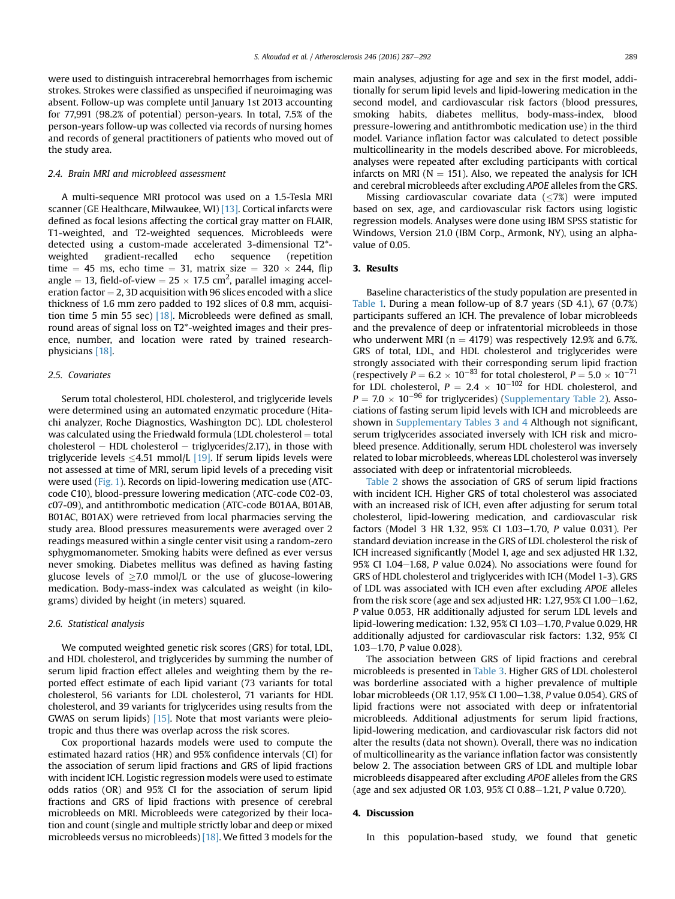were used to distinguish intracerebral hemorrhages from ischemic strokes. Strokes were classified as unspecified if neuroimaging was absent. Follow-up was complete until January 1st 2013 accounting for 77,991 (98.2% of potential) person-years. In total, 7.5% of the person-years follow-up was collected via records of nursing homes and records of general practitioners of patients who moved out of the study area.

### 2.4. Brain MRI and microbleed assessment

A multi-sequence MRI protocol was used on a 1.5-Tesla MRI scanner (GE Healthcare, Milwaukee, WI) [13]. Cortical infarcts were defined as focal lesions affecting the cortical gray matter on FLAIR, T1-weighted, and T2-weighted sequences. Microbleeds were detected using a custom-made accelerated 3-dimensional T2*-weighted gradient-recalled echo sequence (repetition time = 45 ms, echo time = 31, matrix size = 320 × 244, flip angle = 13, field-of-view = 25 × 17.5 $cm^2$, parallel imaging acceleration factor = 2, 3D acquisition with 96 slices encoded with a slice thickness of 1.6 mm zero padded to 192 slices of 0.8 mm, acquisition time 5 min 55 sec) [18]. Microbleeds were defined as small, round areas of signal loss on T2*-weighted images and their presence, number, and location were rated by trained research-physicians [18].

### 2.5. Covariates

Serum total cholesterol, HDL cholesterol, and triglyceride levels were determined using an automated enzymatic procedure (Hitachi analyzer, Roche Diagnostics, Washington DC). LDL cholesterol was calculated using the Friedwald formula (LDL cholesterol = total cholesterol − HDL cholesterol − triglycerides/2.17), in those with triglyceride levels ≤4.51 mmol/L [19]. If serum lipids levels were not assessed at time of MRI, serum lipid levels of a preceding visit were used (Fig. 1). Records on lipid-lowering medication use (ATC-code C10), blood-pressure lowering medication (ATC-code C02-03, c07-09), and antithrombotic medication (ATC-code B01AA, B01AB, B01AC, B01AX) were retrieved from local pharmacies serving the study area. Blood pressures measurements were averaged over 2 readings measured within a single center visit using a random-zero sphygmomanometer. Smoking habits were defined as ever versus never smoking. Diabetes mellitus was defined as having fasting glucose levels of ≥7.0 mmol/L or the use of glucose-lowering medication. Body-mass-index was calculated as weight (in kilograms) divided by height (in meters) squared.

### 2.6. Statistical analysis

We computed weighted genetic risk scores (GRS) for total, LDL, and HDL cholesterol, and triglycerides by summing the number of serum lipid fraction effect alleles and weighting them by the reported effect estimate of each lipid variant (73 variants for total cholesterol, 56 variants for LDL cholesterol, 71 variants for HDL cholesterol, and 39 variants for triglycerides using results from the GWAS on serum lipids) [15]. Note that most variants were pleiotropic and thus there was overlap across the risk scores.

Cox proportional hazards models were used to compute the estimated hazard ratios (HR) and 95% confidence intervals (CI) for the association of serum lipid fractions and GRS of lipid fractions with incident ICH. Logistic regression models were used to estimate odds ratios (OR) and 95% CI for the association of serum lipid fractions and GRS of lipid fractions with presence of cerebral microbleeds on MRI. Microbleeds were categorized by their location and count (single and multiple strictly lobar and deep or mixed microbleeds versus no microbleeds) [18]. We fitted 3 models for the main analyses, adjusting for age and sex in the first model, additionally for serum lipid levels and lipid-lowering medication in the second model, and cardiovascular risk factors (blood pressures, smoking habits, diabetes mellitus, body-mass-index, blood pressure-lowering and antithrombotic medication use) in the third model. Variance inflation factor was calculated to detect possible multicollinearity in the models described above. For microbleeds, analyses were repeated after excluding participants with cortical infarcts on MRI (N = 151). Also, we repeated the analysis for ICH and cerebral microbleeds after excluding *APOE* alleles from the GRS.

Missing cardiovascular covariate data (≤7%) were imputed based on sex, age, and cardiovascular risk factors using logistic regression models. Analyses were done using IBM SPSS statistic for Windows, Version 21.0 (IBM Corp., Armonk, NY), using an alpha-value of 0.05.

## 3. Results

Baseline characteristics of the study population are presented in Table 1. During a mean follow-up of 8.7 years (SD 4.1), 67 (0.7%) participants suffered an ICH. The prevalence of lobar microbleeds and the prevalence of deep or infratentorial microbleeds in those who underwent MRI (n = 4179) was respectively 12.9% and 6.7%. GRS of total, LDL, and HDL cholesterol and triglycerides were strongly associated with their corresponding serum lipid fraction (respectively $P = 6.2 \times 10^{-83}$ for total cholesterol, $P = 5.0 \times 10^{-71}$ for LDL cholesterol, $P = 2.4 \times 10^{-102}$ for HDL cholesterol, and $P = 7.0 \times 10^{-96}$ for triglycerides) (Supplementary Table 2). Associations of fasting serum lipid levels with ICH and microbleeds are shown in Supplementary Tables 3 and 4 Although not significant, serum triglycerides associated inversely with ICH risk and microbleed presence. Additionally, serum HDL cholesterol was inversely related to lobar microbleeds, whereas LDL cholesterol was inversely associated with deep or infratentorial microbleeds.

Table 2 shows the association of GRS of serum lipid fractions with incident ICH. Higher GRS of total cholesterol was associated with an increased risk of ICH, even after adjusting for serum total cholesterol, lipid-lowering medication, and cardiovascular risk factors (Model 3 HR 1.32, 95% CI 1.03−1.70, *P* value 0.031). Per standard deviation increase in the GRS of LDL cholesterol the risk of ICH increased significantly (Model 1, age and sex adjusted HR 1.32, 95% CI 1.04−1.68, *P* value 0.024). No associations were found for GRS of HDL cholesterol and triglycerides with ICH (Model 1-3). GRS of LDL was associated with ICH even after excluding *APOE* alleles from the risk score (age and sex adjusted HR: 1.27, 95% CI 1.00−1.62, *P* value 0.053, HR additionally adjusted for serum LDL levels and lipid-lowering medication: 1.32, 95% CI 1.03−1.70, *P* value 0.029, HR additionally adjusted for cardiovascular risk factors: 1.32, 95% CI 1.03−1.70, *P* value 0.028).

The association between GRS of lipid fractions and cerebral microbleeds is presented in Table 3. Higher GRS of LDL cholesterol was borderline associated with a higher prevalence of multiple lobar microbleeds (OR 1.17, 95% CI 1.00−1.38, *P* value 0.054). GRS of lipid fractions were not associated with deep or infratentorial microbleeds. Additional adjustments for serum lipid fractions, lipid-lowering medication, and cardiovascular risk factors did not alter the results (data not shown). Overall, there was no indication of multicollinearity as the variance inflation factor was consistently below 2. The association between GRS of LDL and multiple lobar microbleeds disappeared after excluding *APOE* alleles from the GRS (age and sex adjusted OR 1.03, 95% CI 0.88−1.21, *P* value 0.720).

## 4. Discussion

In this population-based study, we found that genetic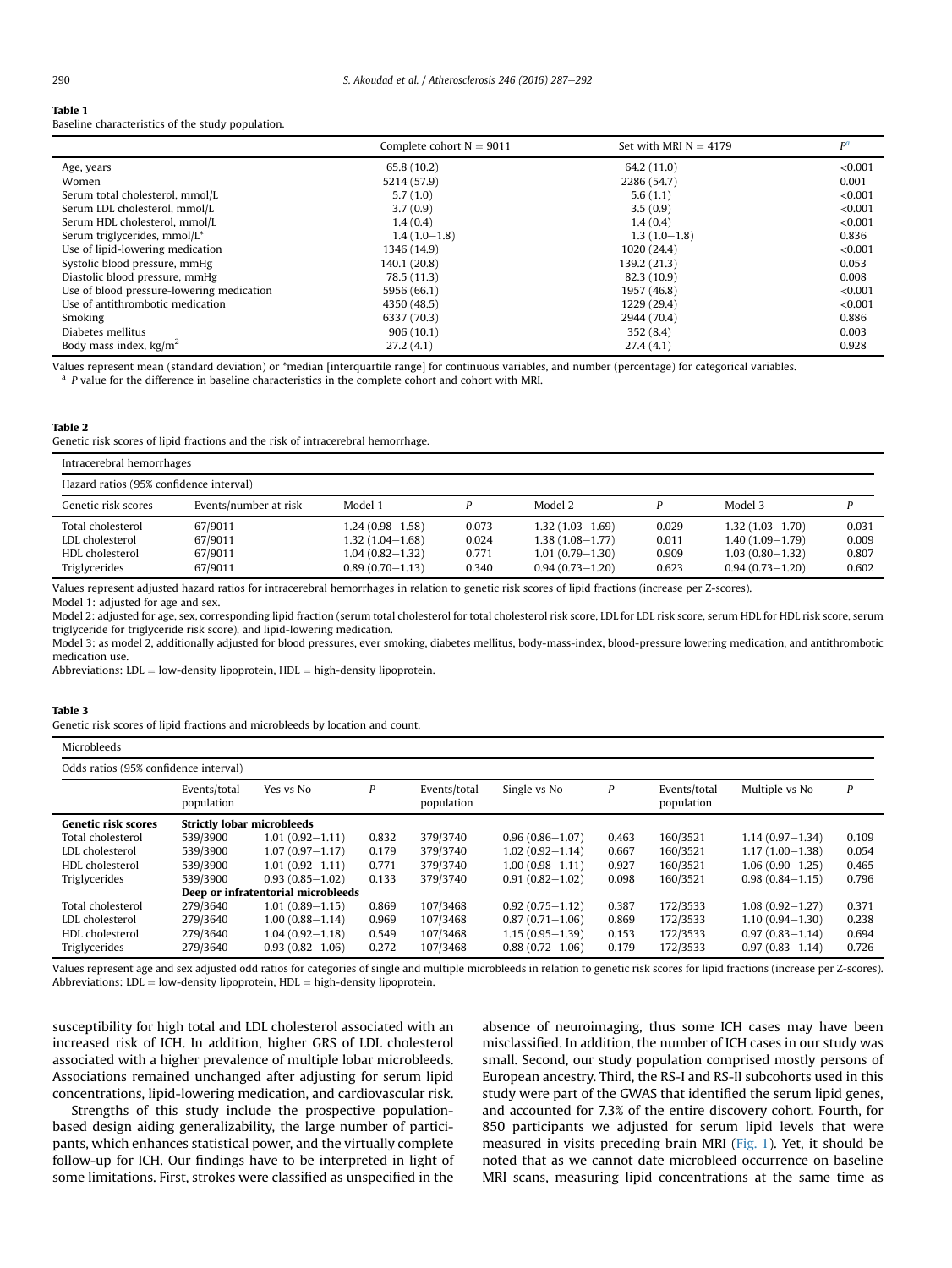**Table 1**
Baseline characteristics of the study population.

| | Complete cohort N = 9011 | Set with MRI N = 4179 | $P^a$ |
|---|---|---|---|
| Age, years | 65.8 (10.2) | 64.2 (11.0) | <0.001 |
| Women | 5214 (57.9) | 2286 (54.7) | 0.001 |
| Serum total cholesterol, mmol/L | 5.7 (1.0) | 5.6 (1.1) | <0.001 |
| Serum LDL cholesterol, mmol/L | 3.7 (0.9) | 3.5 (0.9) | <0.001 |
| Serum HDL cholesterol, mmol/L | 1.4 (0.4) | 1.4 (0.4) | <0.001 |
| Serum triglycerides, mmol/L* | 1.4 (1.0–1.8) | 1.3 (1.0–1.8) | 0.836 |
| Use of lipid-lowering medication | 1346 (14.9) | 1020 (24.4) | <0.001 |
| Systolic blood pressure, mmHg | 140.1 (20.8) | 139.2 (21.3) | 0.053 |
| Diastolic blood pressure, mmHg | 78.5 (11.3) | 82.3 (10.9) | 0.008 |
| Use of blood pressure-lowering medication | 5956 (66.1) | 1957 (46.8) | <0.001 |
| Use of antithrombotic medication | 4350 (48.5) | 1229 (29.4) | <0.001 |
| Smoking | 6337 (70.3) | 2944 (70.4) | 0.886 |
| Diabetes mellitus | 906 (10.1) | 352 (8.4) | 0.003 |
| Body mass index, kg/m$^2$ | 27.2 (4.1) | 27.4 (4.1) | 0.928 |

Values represent mean (standard deviation) or *median [interquartile range] for continuous variables, and number (percentage) for categorical variables.
[a] P value for the difference in baseline characteristics in the complete cohort and cohort with MRI.

**Table 2**
Genetic risk scores of lipid fractions and the risk of intracerebral hemorrhage.

| Intracerebral hemorrhages | | | | | | | |
|---|---|---|---|---|---|---|---|
| Hazard ratios (95% confidence interval) | | | | | | | |
| Genetic risk scores | Events/number at risk | Model 1 | P | Model 2 | P | Model 3 | P |
| Total cholesterol | 67/9011 | 1.24 (0.98–1.58) | 0.073 | 1.32 (1.03–1.69) | 0.029 | 1.32 (1.03–1.70) | 0.031 |
| LDL cholesterol | 67/9011 | 1.32 (1.04–1.68) | 0.024 | 1.38 (1.08–1.77) | 0.011 | 1.40 (1.09–1.79) | 0.009 |
| HDL cholesterol | 67/9011 | 1.04 (0.82–1.32) | 0.771 | 1.01 (0.79–1.30) | 0.909 | 1.03 (0.80–1.32) | 0.807 |
| Triglycerides | 67/9011 | 0.89 (0.70–1.13) | 0.340 | 0.94 (0.73–1.20) | 0.623 | 0.94 (0.73–1.20) | 0.602 |

Values represent adjusted hazard ratios for intracerebral hemorrhages in relation to genetic risk scores of lipid fractions (increase per Z-scores).
Model 1: adjusted for age and sex.
Model 2: adjusted for age, sex, corresponding lipid fraction (serum total cholesterol for total cholesterol risk score, LDL for LDL risk score, serum HDL for HDL risk score, serum triglyceride for triglyceride risk score), and lipid-lowering medication.
Model 3: as model 2, additionally adjusted for blood pressures, ever smoking, diabetes mellitus, body-mass-index, blood-pressure lowering medication, and antithrombotic medication use.
Abbreviations: LDL = low-density lipoprotein, HDL = high-density lipoprotein.

**Table 3**
Genetic risk scores of lipid fractions and microbleeds by location and count.

| Microbleeds | | | | | | | | | |
|---|---|---|---|---|---|---|---|---|---|
| Odds ratios (95% confidence interval) | | | | | | | | | |
| | Events/total population | Yes vs No | P | Events/total population | Single vs No | P | Events/total population | Multiple vs No | P |
| **Genetic risk scores** | **Strictly lobar microbleeds** | | | | | | | | |
| Total cholesterol | 539/3900 | 1.01 (0.92–1.11) | 0.832 | 379/3740 | 0.96 (0.86–1.07) | 0.463 | 160/3521 | 1.14 (0.97–1.34) | 0.109 |
| LDL cholesterol | 539/3900 | 1.07 (0.97–1.17) | 0.179 | 379/3740 | 1.02 (0.92–1.14) | 0.667 | 160/3521 | 1.17 (1.00–1.38) | 0.054 |
| HDL cholesterol | 539/3900 | 1.01 (0.92–1.11) | 0.771 | 379/3740 | 1.00 (0.98–1.11) | 0.927 | 160/3521 | 1.06 (0.90–1.25) | 0.465 |
| Triglycerides | 539/3900 | 0.93 (0.85–1.02) | 0.133 | 379/3740 | 0.91 (0.82–1.02) | 0.098 | 160/3521 | 0.98 (0.84–1.15) | 0.796 |
| | **Deep or infratentorial microbleeds** | | | | | | | | |
| Total cholesterol | 279/3640 | 1.01 (0.89–1.15) | 0.869 | 107/3468 | 0.92 (0.75–1.12) | 0.387 | 172/3533 | 1.08 (0.92–1.27) | 0.371 |
| LDL cholesterol | 279/3640 | 1.00 (0.88–1.14) | 0.969 | 107/3468 | 0.87 (0.71–1.06) | 0.869 | 172/3533 | 1.10 (0.94–1.30) | 0.238 |
| HDL cholesterol | 279/3640 | 1.04 (0.92–1.18) | 0.549 | 107/3468 | 1.15 (0.95–1.39) | 0.153 | 172/3533 | 0.97 (0.83–1.14) | 0.694 |
| Triglycerides | 279/3640 | 0.93 (0.82–1.06) | 0.272 | 107/3468 | 0.88 (0.72–1.06) | 0.179 | 172/3533 | 0.97 (0.83–1.14) | 0.726 |

Values represent age and sex adjusted odd ratios for categories of single and multiple microbleeds in relation to genetic risk scores for lipid fractions (increase per Z-scores).
Abbreviations: LDL = low-density lipoprotein, HDL = high-density lipoprotein.

susceptibility for high total and LDL cholesterol associated with an increased risk of ICH. In addition, higher GRS of LDL cholesterol associated with a higher prevalence of multiple lobar microbleeds. Associations remained unchanged after adjusting for serum lipid concentrations, lipid-lowering medication, and cardiovascular risk.

Strengths of this study include the prospective population-based design aiding generalizability, the large number of participants, which enhances statistical power, and the virtually complete follow-up for ICH. Our findings have to be interpreted in light of some limitations. First, strokes were classified as unspecified in the absence of neuroimaging, thus some ICH cases may have been misclassified. In addition, the number of ICH cases in our study was small. Second, our study population comprised mostly persons of European ancestry. Third, the RS-I and RS-II subcohorts used in this study were part of the GWAS that identified the serum lipid genes, and accounted for 7.3% of the entire discovery cohort. Fourth, for 850 participants we adjusted for serum lipid levels that were measured in visits preceding brain MRI (Fig. 1). Yet, it should be noted that as we cannot date microbleed occurrence on baseline MRI scans, measuring lipid concentrations at the same time as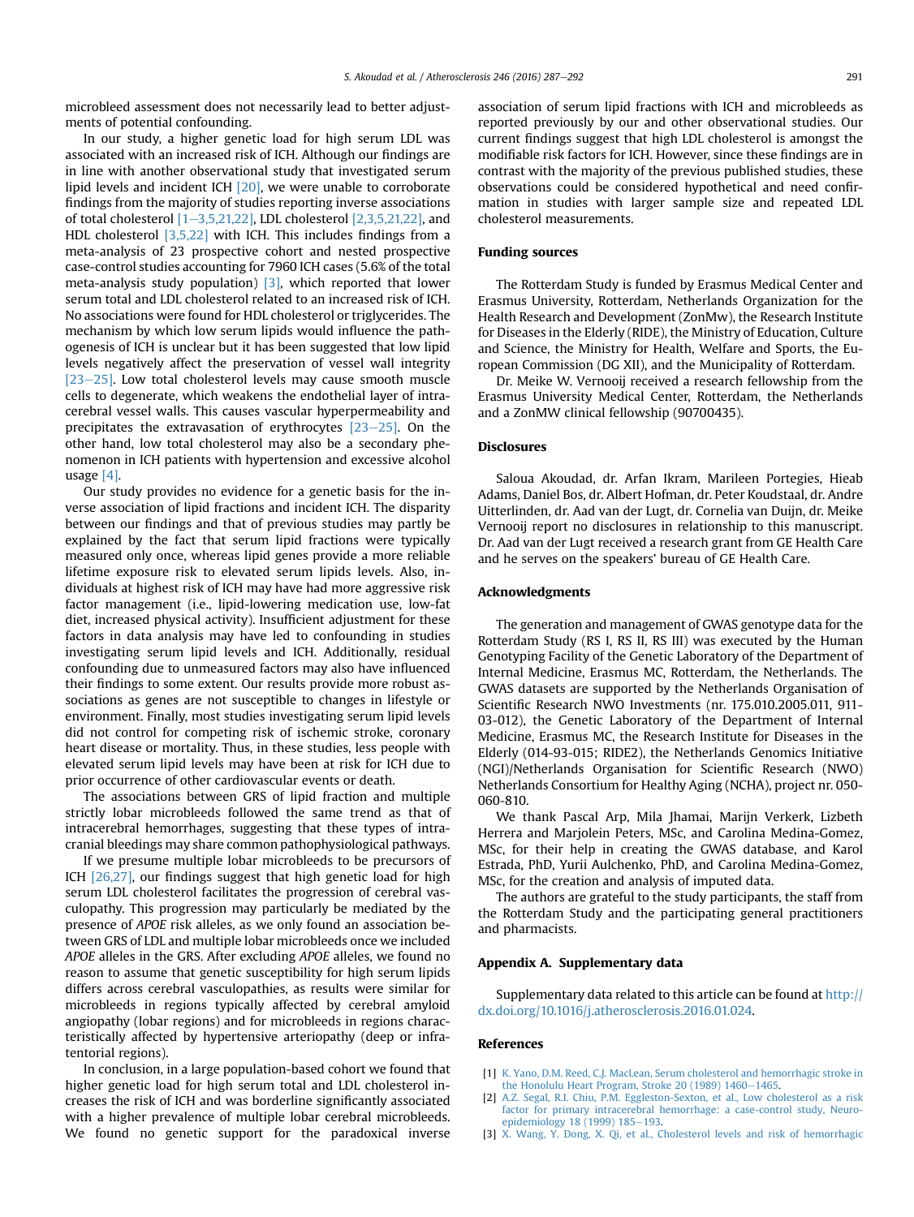microbleed assessment does not necessarily lead to better adjustments of potential confounding.

In our study, a higher genetic load for high serum LDL was associated with an increased risk of ICH. Although our findings are in line with another observational study that investigated serum lipid levels and incident ICH [20], we were unable to corroborate findings from the majority of studies reporting inverse associations of total cholesterol [1–3,5,21,22], LDL cholesterol [2,3,5,21,22], and HDL cholesterol [3,5,22] with ICH. This includes findings from a meta-analysis of 23 prospective cohort and nested prospective case-control studies accounting for 7960 ICH cases (5.6% of the total meta-analysis study population) [3], which reported that lower serum total and LDL cholesterol related to an increased risk of ICH. No associations were found for HDL cholesterol or triglycerides. The mechanism by which low serum lipids would influence the pathogenesis of ICH is unclear but it has been suggested that low lipid levels negatively affect the preservation of vessel wall integrity [23–25]. Low total cholesterol levels may cause smooth muscle cells to degenerate, which weakens the endothelial layer of intracerebral vessel walls. This causes vascular hyperpermeability and precipitates the extravasation of erythrocytes [23–25]. On the other hand, low total cholesterol may also be a secondary phenomenon in ICH patients with hypertension and excessive alcohol usage [4].

Our study provides no evidence for a genetic basis for the inverse association of lipid fractions and incident ICH. The disparity between our findings and that of previous studies may partly be explained by the fact that serum lipid fractions were typically measured only once, whereas lipid genes provide a more reliable lifetime exposure risk to elevated serum lipids levels. Also, individuals at highest risk of ICH may have had more aggressive risk factor management (i.e., lipid-lowering medication use, low-fat diet, increased physical activity). Insufficient adjustment for these factors in data analysis may have led to confounding in studies investigating serum lipid levels and ICH. Additionally, residual confounding due to unmeasured factors may also have influenced their findings to some extent. Our results provide more robust associations as genes are not susceptible to changes in lifestyle or environment. Finally, most studies investigating serum lipid levels did not control for competing risk of ischemic stroke, coronary heart disease or mortality. Thus, in these studies, less people with elevated serum lipid levels may have been at risk for ICH due to prior occurrence of other cardiovascular events or death.

The associations between GRS of lipid fraction and multiple strictly lobar microbleeds followed the same trend as that of intracerebral hemorrhages, suggesting that these types of intracranial bleedings may share common pathophysiological pathways.

If we presume multiple lobar microbleeds to be precursors of ICH [26,27], our findings suggest that high genetic load for high serum LDL cholesterol facilitates the progression of cerebral vasculopathy. This progression may particularly be mediated by the presence of *APOE* risk alleles, as we only found an association between GRS of LDL and multiple lobar microbleeds once we included *APOE* alleles in the GRS. After excluding *APOE* alleles, we found no reason to assume that genetic susceptibility for high serum lipids differs across cerebral vasculopathies, as results were similar for microbleeds in regions typically affected by cerebral amyloid angiopathy (lobar regions) and for microbleeds in regions characteristically affected by hypertensive arteriopathy (deep or infratentorial regions).

In conclusion, in a large population-based cohort we found that higher genetic load for high serum total and LDL cholesterol increases the risk of ICH and was borderline significantly associated with a higher prevalence of multiple lobar cerebral microbleeds. We found no genetic support for the paradoxical inverse association of serum lipid fractions with ICH and microbleeds as reported previously by our and other observational studies. Our current findings suggest that high LDL cholesterol is amongst the modifiable risk factors for ICH. However, since these findings are in contrast with the majority of the previous published studies, these observations could be considered hypothetical and need confirmation in studies with larger sample size and repeated LDL cholesterol measurements.

## Funding sources

The Rotterdam Study is funded by Erasmus Medical Center and Erasmus University, Rotterdam, Netherlands Organization for the Health Research and Development (ZonMw), the Research Institute for Diseases in the Elderly (RIDE), the Ministry of Education, Culture and Science, the Ministry for Health, Welfare and Sports, the European Commission (DG XII), and the Municipality of Rotterdam.

Dr. Meike W. Vernooij received a research fellowship from the Erasmus University Medical Center, Rotterdam, the Netherlands and a ZonMW clinical fellowship (90700435).

## Disclosures

Saloua Akoudad, dr. Arfan Ikram, Marileen Portegies, Hieab Adams, Daniel Bos, dr. Albert Hofman, dr. Peter Koudstaal, dr. Andre Uitterlinden, dr. Aad van der Lugt, dr. Cornelia van Duijn, dr. Meike Vernooij report no disclosures in relationship to this manuscript. Dr. Aad van der Lugt received a research grant from GE Health Care and he serves on the speakers' bureau of GE Health Care.

## Acknowledgments

The generation and management of GWAS genotype data for the Rotterdam Study (RS I, RS II, RS III) was executed by the Human Genotyping Facility of the Genetic Laboratory of the Department of Internal Medicine, Erasmus MC, Rotterdam, the Netherlands. The GWAS datasets are supported by the Netherlands Organisation of Scientific Research NWO Investments (nr. 175.010.2005.011, 911-03-012), the Genetic Laboratory of the Department of Internal Medicine, Erasmus MC, the Research Institute for Diseases in the Elderly (014-93-015; RIDE2), the Netherlands Genomics Initiative (NGI)/Netherlands Organisation for Scientific Research (NWO) Netherlands Consortium for Healthy Aging (NCHA), project nr. 050-060-810.

We thank Pascal Arp, Mila Jhamai, Marijn Verkerk, Lizbeth Herrera and Marjolein Peters, MSc, and Carolina Medina-Gomez, MSc, for their help in creating the GWAS database, and Karol Estrada, PhD, Yurii Aulchenko, PhD, and Carolina Medina-Gomez, MSc, for the creation and analysis of imputed data.

The authors are grateful to the study participants, the staff from the Rotterdam Study and the participating general practitioners and pharmacists.

## Appendix A. Supplementary data

Supplementary data related to this article can be found at http://dx.doi.org/10.1016/j.atherosclerosis.2016.01.024.

## References

[1] K. Yano, D.M. Reed, C.J. MacLean, Serum cholesterol and hemorrhagic stroke in the Honolulu Heart Program, Stroke 20 (1989) 1460–1465.

[2] A.Z. Segal, R.I. Chiu, P.M. Eggleston-Sexton, et al., Low cholesterol as a risk factor for primary intracerebral hemorrhage: a case-control study, Neuroepidemiology 18 (1999) 185–193.

[3] X. Wang, Y. Dong, X. Qi, et al., Cholesterol levels and risk of hemorrhagic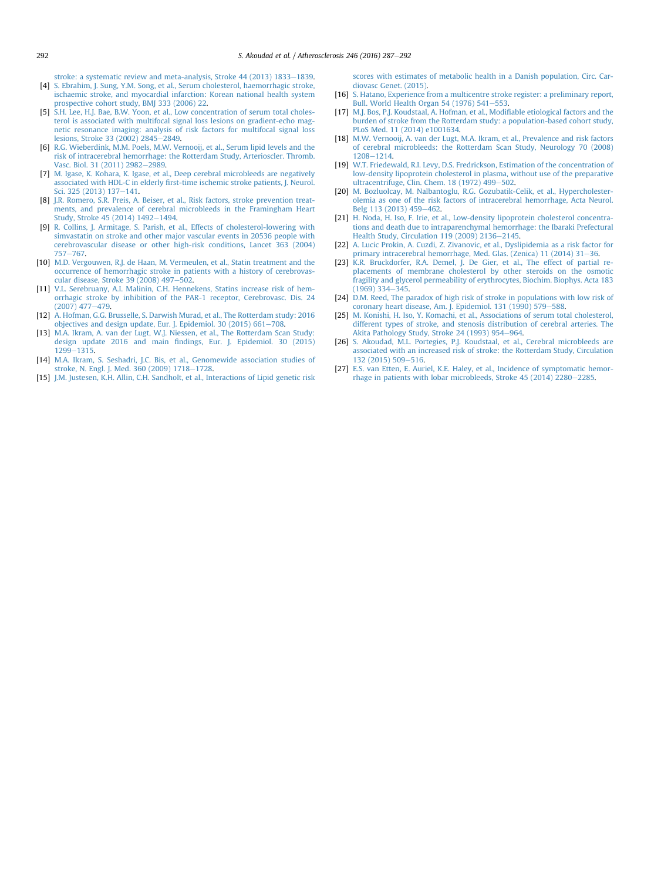stroke: a systematic review and meta-analysis, Stroke 44 (2013) 1833–1839.

[4] S. Ebrahim, J. Sung, Y.M. Song, et al., Serum cholesterol, haemorrhagic stroke, ischaemic stroke, and myocardial infarction: Korean national health system prospective cohort study, BMJ 333 (2006) 22.

[5] S.H. Lee, H.J. Bae, B.W. Yoon, et al., Low concentration of serum total cholesterol is associated with multifocal signal loss lesions on gradient-echo magnetic resonance imaging: analysis of risk factors for multifocal signal loss lesions, Stroke 33 (2002) 2845–2849.

[6] R.G. Wieberdink, M.M. Poels, M.W. Vernooij, et al., Serum lipid levels and the risk of intracerebral hemorrhage: the Rotterdam Study, Arterioscler. Thromb. Vasc. Biol. 31 (2011) 2982–2989.

[7] M. Igase, K. Kohara, K. Igase, et al., Deep cerebral microbleeds are negatively associated with HDL-C in elderly first-time ischemic stroke patients, J. Neurol. Sci. 325 (2013) 137–141.

[8] J.R. Romero, S.R. Preis, A. Beiser, et al., Risk factors, stroke prevention treatments, and prevalence of cerebral microbleeds in the Framingham Heart Study, Stroke 45 (2014) 1492–1494.

[9] R. Collins, J. Armitage, S. Parish, et al., Effects of cholesterol-lowering with simvastatin on stroke and other major vascular events in 20536 people with cerebrovascular disease or other high-risk conditions, Lancet 363 (2004) 757–767.

[10] M.D. Vergouwen, R.J. de Haan, M. Vermeulen, et al., Statin treatment and the occurrence of hemorrhagic stroke in patients with a history of cerebrovascular disease, Stroke 39 (2008) 497–502.

[11] V.L. Serebruany, A.I. Malinin, C.H. Hennekens, Statins increase risk of hemorrhagic stroke by inhibition of the PAR-1 receptor, Cerebrovasc. Dis. 24 (2007) 477–479.

[12] A. Hofman, G.G. Brusselle, S. Darwish Murad, et al., The Rotterdam study: 2016 objectives and design update, Eur. J. Epidemiol. 30 (2015) 661–708.

[13] M.A. Ikram, A. van der Lugt, W.J. Niessen, et al., The Rotterdam Scan Study: design update 2016 and main findings, Eur. J. Epidemiol. 30 (2015) 1299–1315.

[14] M.A. Ikram, S. Seshadri, J.C. Bis, et al., Genomewide association studies of stroke, N. Engl. J. Med. 360 (2009) 1718–1728.

[15] J.M. Justesen, K.H. Allin, C.H. Sandholt, et al., Interactions of Lipid genetic risk scores with estimates of metabolic health in a Danish population, Circ. Cardiovasc Genet. (2015).

[16] S. Hatano, Experience from a multicentre stroke register: a preliminary report, Bull. World Health Organ 54 (1976) 541–553.

[17] M.J. Bos, P.J. Koudstaal, A. Hofman, et al., Modifiable etiological factors and the burden of stroke from the Rotterdam study: a population-based cohort study, PLoS Med. 11 (2014) e1001634.

[18] M.W. Vernooij, A. van der Lugt, M.A. Ikram, et al., Prevalence and risk factors of cerebral microbleeds: the Rotterdam Scan Study, Neurology 70 (2008) 1208–1214.

[19] W.T. Friedewald, R.I. Levy, D.S. Fredrickson, Estimation of the concentration of low-density lipoprotein cholesterol in plasma, without use of the preparative ultracentrifuge, Clin. Chem. 18 (1972) 499–502.

[20] M. Bozluolcay, M. Nalbantoglu, R.G. Gozubatik-Celik, et al., Hypercholesterolemia as one of the risk factors of intracerebral hemorrhage, Acta Neurol. Belg 113 (2013) 459–462.

[21] H. Noda, H. Iso, F. Irie, et al., Low-density lipoprotein cholesterol concentrations and death due to intraparenchymal hemorrhage: the Ibaraki Prefectural Health Study, Circulation 119 (2009) 2136–2145.

[22] A. Lucic Prokin, A. Cuzdi, Z. Zivanovic, et al., Dyslipidemia as a risk factor for primary intracerebral hemorrhage, Med. Glas. (Zenica) 11 (2014) 31–36.

[23] K.R. Bruckdorfer, R.A. Demel, J. De Gier, et al., The effect of partial replacements of membrane cholesterol by other steroids on the osmotic fragility and glycerol permeability of erythrocytes, Biochim. Biophys. Acta 183 (1969) 334–345.

[24] D.M. Reed, The paradox of high risk of stroke in populations with low risk of coronary heart disease, Am. J. Epidemiol. 131 (1990) 579–588.

[25] M. Konishi, H. Iso, Y. Komachi, et al., Associations of serum total cholesterol, different types of stroke, and stenosis distribution of cerebral arteries. The Akita Pathology Study, Stroke 24 (1993) 954–964.

[26] S. Akoudad, M.L. Portegies, P.J. Koudstaal, et al., Cerebral microbleeds are associated with an increased risk of stroke: the Rotterdam Study, Circulation 132 (2015) 509–516.

[27] E.S. van Etten, E. Auriel, K.E. Haley, et al., Incidence of symptomatic hemorrhage in patients with lobar microbleeds, Stroke 45 (2014) 2280–2285.